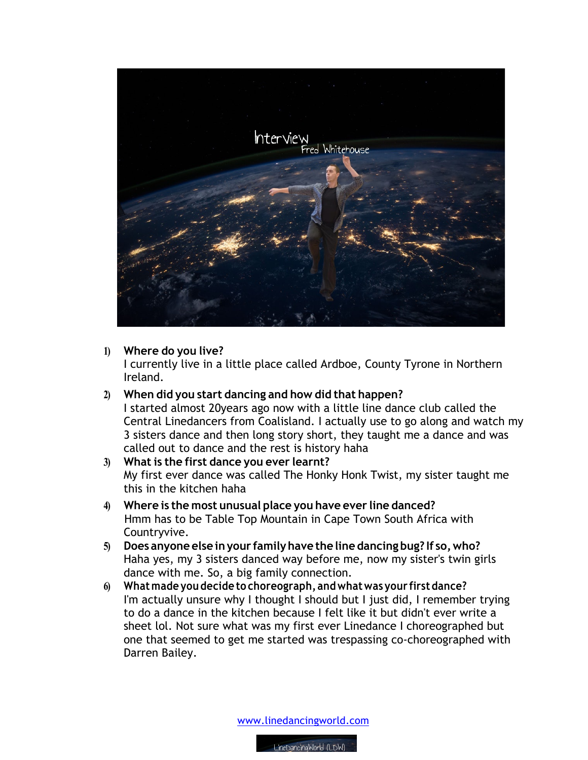1) **Where do you live?**
I currently live in a little place called Ardboe, County Tyrone in Northern Ireland.

2) **When did you start dancing and how did that happen?**
I started almost 20years ago now with a little line dance club called the Central Linedancers from Coalisland. I actually use to go along and watch my 3 sisters dance and then long story short, they taught me a dance and was called out to dance and the rest is history haha

3) **What is the first dance you ever learnt?**
My first ever dance was called The Honky Honk Twist, my sister taught me this in the kitchen haha

4) **Where is the most unusual place you have ever line danced?**
Hmm has to be Table Top Mountain in Cape Town South Africa with Countryvive.

5) **Does anyone else in your family have the line dancing bug? If so, who?**
Haha yes, my 3 sisters danced way before me, now my sister's twin girls dance with me. So, a big family connection.

6) **What made you decide to choreograph, and what was your first dance?**
I'm actually unsure why I thought I should but I just did, I remember trying to do a dance in the kitchen because I felt like it but didn't ever write a sheet lol. Not sure what was my first ever Linedance I choreographed but one that seemed to get me started was trespassing co-choreographed with Darren Bailey.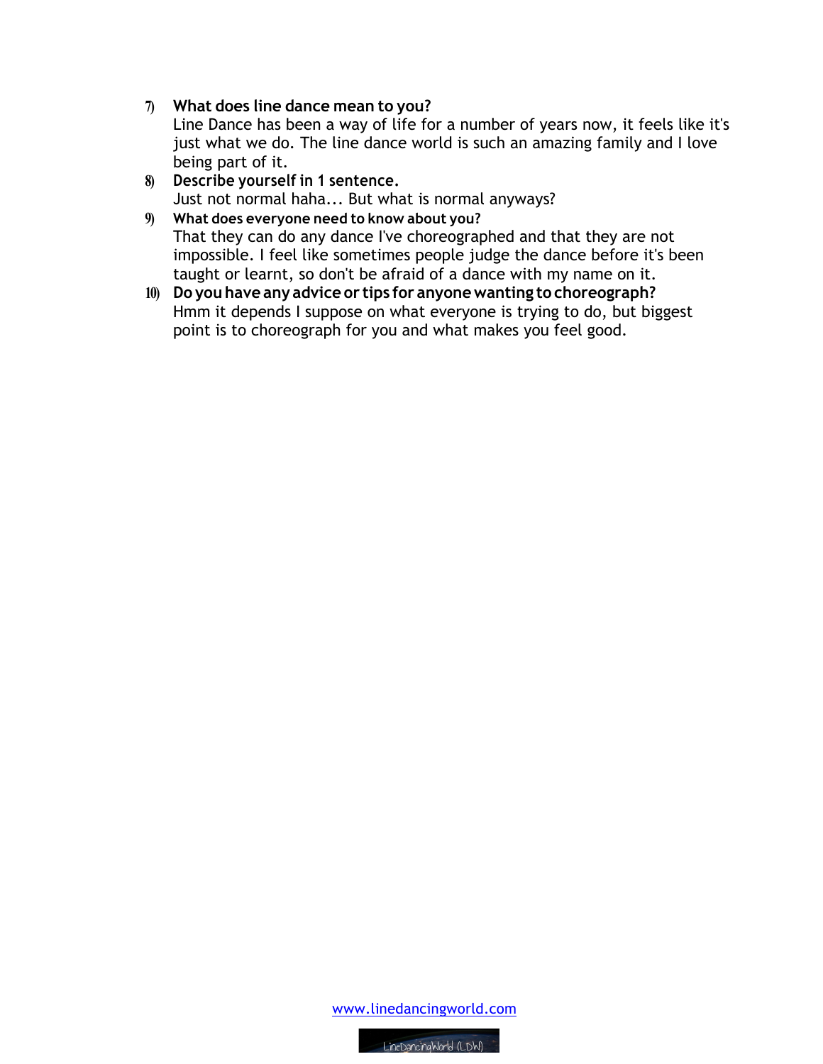7) **What does line dance mean to you?**
   Line Dance has been a way of life for a number of years now, it feels like it's just what we do. The line dance world is such an amazing family and I love being part of it.
8) **Describe yourself in 1 sentence.**
   Just not normal haha... But what is normal anyways?
9) **What does everyone need to know about you?**
   That they can do any dance I've choreographed and that they are not impossible. I feel like sometimes people judge the dance before it's been taught or learnt, so don't be afraid of a dance with my name on it.
10) **Do you have any advice or tips for anyone wanting to choreograph?**
   Hmm it depends I suppose on what everyone is trying to do, but biggest point is to choreograph for you and what makes you feel good.